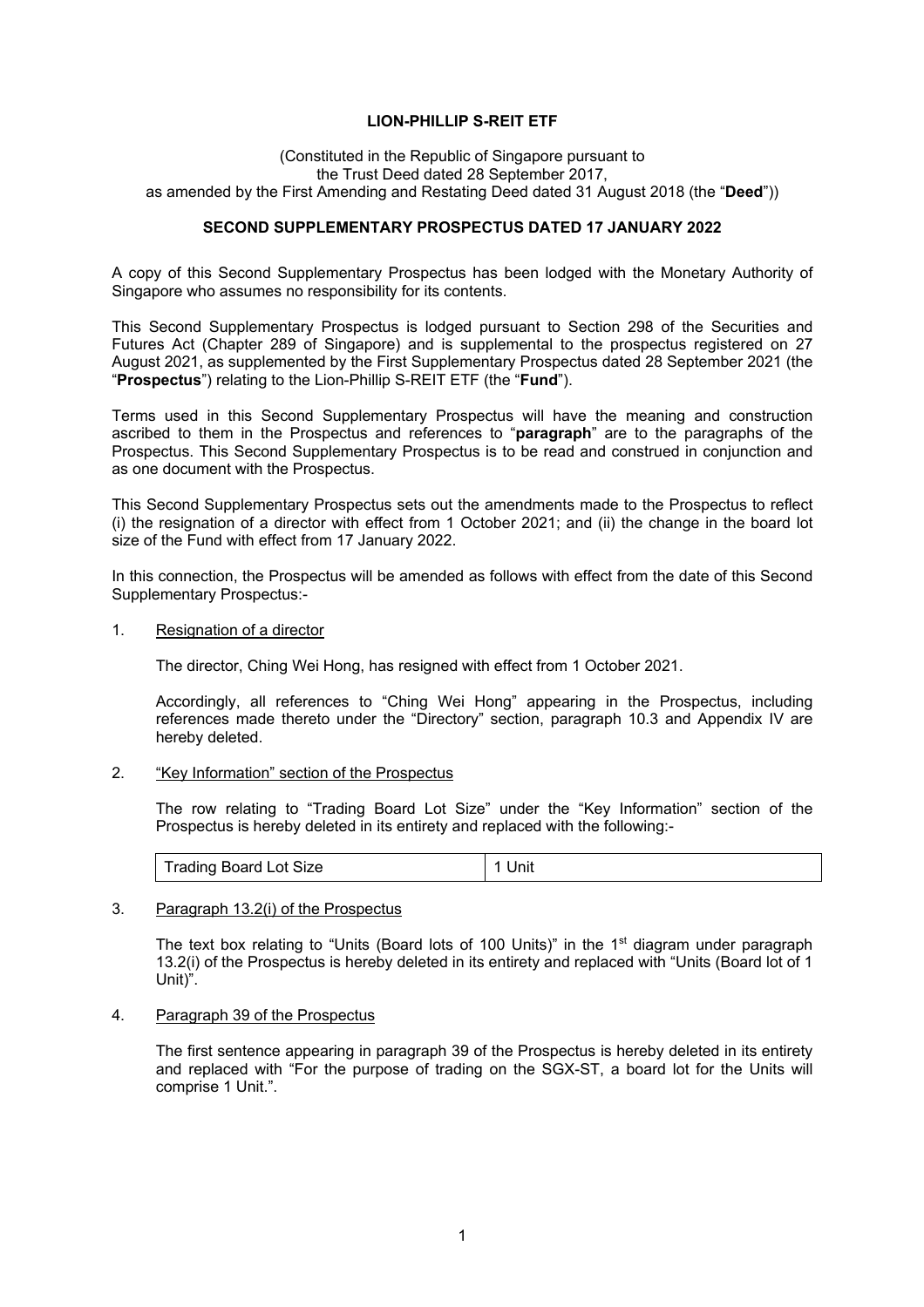**LION-PHILLIP S-REIT ETF**

(Constituted in the Republic of Singapore pursuant to
the Trust Deed dated 28 September 2017,
as amended by the First Amending and Restating Deed dated 31 August 2018 (the "**Deed**"))

**SECOND SUPPLEMENTARY PROSPECTUS DATED 17 JANUARY 2022**

A copy of this Second Supplementary Prospectus has been lodged with the Monetary Authority of Singapore who assumes no responsibility for its contents.

This Second Supplementary Prospectus is lodged pursuant to Section 298 of the Securities and Futures Act (Chapter 289 of Singapore) and is supplemental to the prospectus registered on 27 August 2021, as supplemented by the First Supplementary Prospectus dated 28 September 2021 (the "**Prospectus**") relating to the Lion-Phillip S-REIT ETF (the "**Fund**").

Terms used in this Second Supplementary Prospectus will have the meaning and construction ascribed to them in the Prospectus and references to "**paragraph**" are to the paragraphs of the Prospectus. This Second Supplementary Prospectus is to be read and construed in conjunction and as one document with the Prospectus.

This Second Supplementary Prospectus sets out the amendments made to the Prospectus to reflect (i) the resignation of a director with effect from 1 October 2021; and (ii) the change in the board lot size of the Fund with effect from 17 January 2022.

In this connection, the Prospectus will be amended as follows with effect from the date of this Second Supplementary Prospectus:-

1. Resignation of a director

   The director, Ching Wei Hong, has resigned with effect from 1 October 2021.

   Accordingly, all references to "Ching Wei Hong" appearing in the Prospectus, including references made thereto under the "Directory" section, paragraph 10.3 and Appendix IV are hereby deleted.

2. "Key Information" section of the Prospectus

   The row relating to "Trading Board Lot Size" under the "Key Information" section of the Prospectus is hereby deleted in its entirety and replaced with the following:-

| Trading Board Lot Size | 1 Unit |
|---|---|

3. Paragraph 13.2(i) of the Prospectus

   The text box relating to "Units (Board lots of 100 Units)" in the 1st diagram under paragraph 13.2(i) of the Prospectus is hereby deleted in its entirety and replaced with "Units (Board lot of 1 Unit)".

4. Paragraph 39 of the Prospectus

   The first sentence appearing in paragraph 39 of the Prospectus is hereby deleted in its entirety and replaced with "For the purpose of trading on the SGX-ST, a board lot for the Units will comprise 1 Unit.".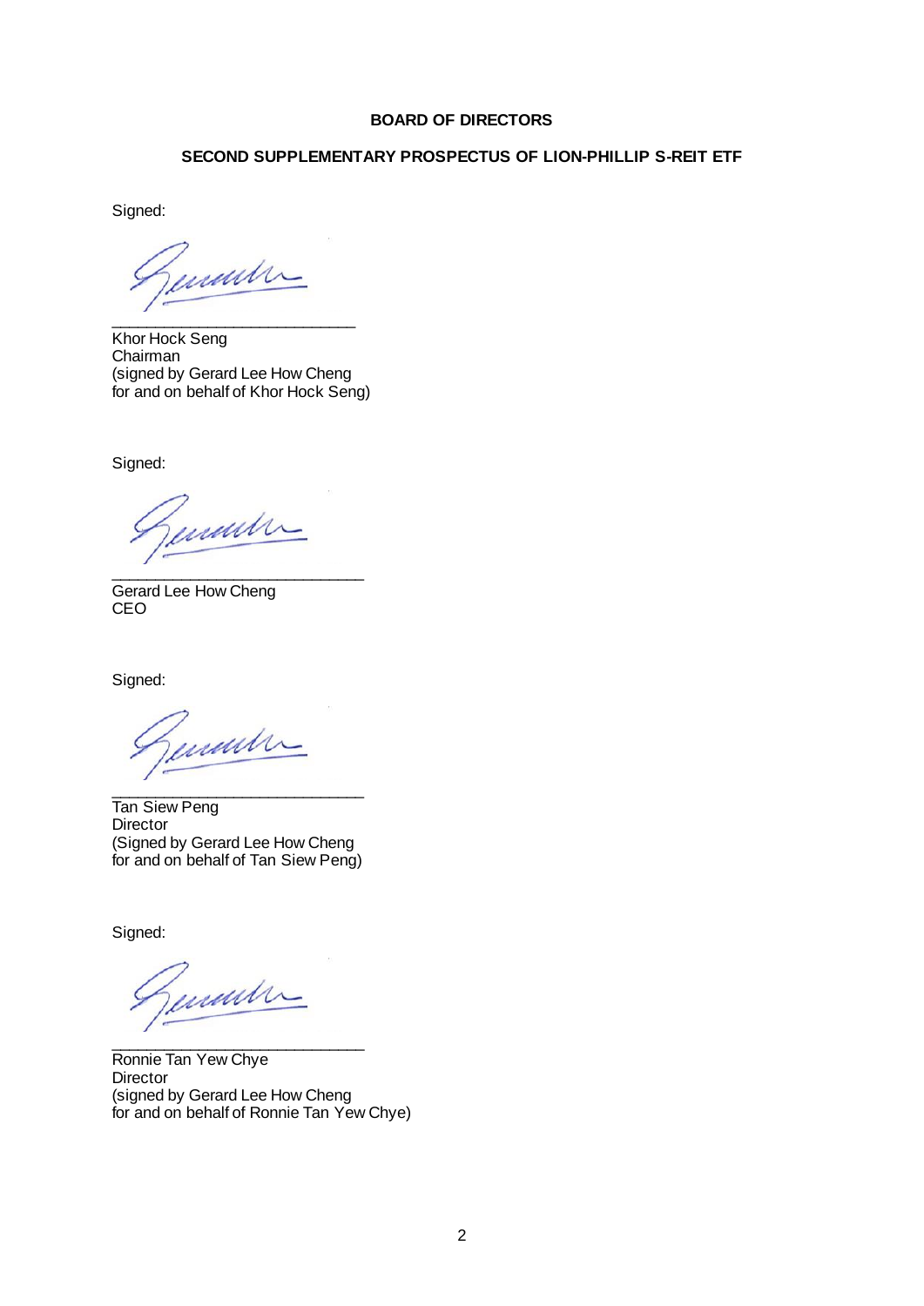**BOARD OF DIRECTORS**

**SECOND SUPPLEMENTARY PROSPECTUS OF LION-PHILLIP S-REIT ETF**

Signed:

\_\_\_\_\_\_\_\_\_\_\_\_\_\_\_\_\_\_\_\_\_\_\_\_\_\_\_\_

Khor Hock Seng
Chairman
(signed by Gerard Lee How Cheng
for and on behalf of Khor Hock Seng)

Signed:

\_\_\_\_\_\_\_\_\_\_\_\_\_\_\_\_\_\_\_\_\_\_\_\_\_\_\_\_

Gerard Lee How Cheng
CEO

Signed:

\_\_\_\_\_\_\_\_\_\_\_\_\_\_\_\_\_\_\_\_\_\_\_\_\_\_\_\_

Tan Siew Peng
Director
(Signed by Gerard Lee How Cheng
for and on behalf of Tan Siew Peng)

Signed:

\_\_\_\_\_\_\_\_\_\_\_\_\_\_\_\_\_\_\_\_\_\_\_\_\_\_\_\_

Ronnie Tan Yew Chye
Director
(signed by Gerard Lee How Cheng
for and on behalf of Ronnie Tan Yew Chye)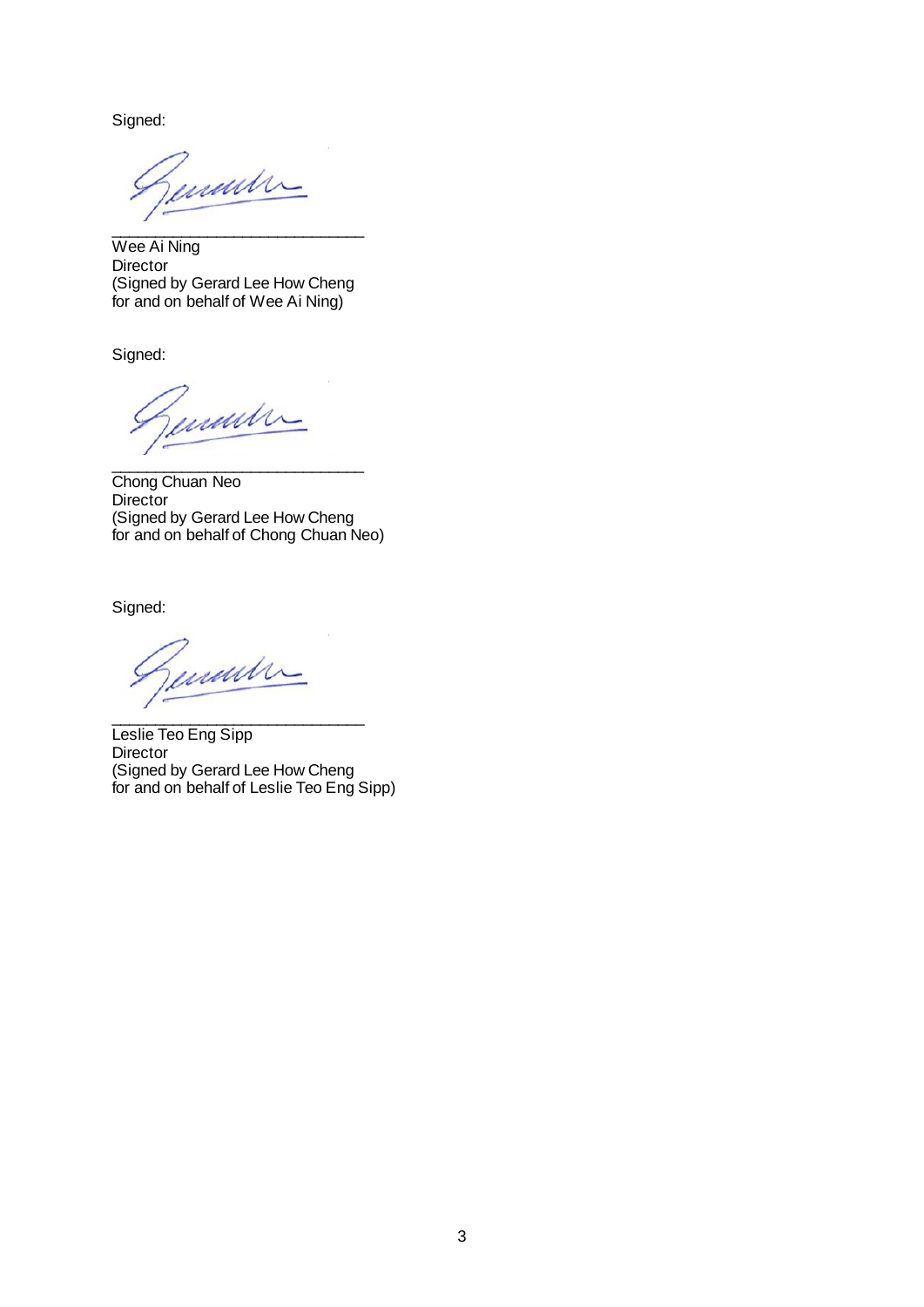Signed:

\_\_\_\_\_\_\_\_\_\_\_\_\_\_\_\_\_\_\_\_\_\_\_\_\_\_\_\_

Wee Ai Ning
Director
(Signed by Gerard Lee How Cheng
for and on behalf of Wee Ai Ning)

Signed:

\_\_\_\_\_\_\_\_\_\_\_\_\_\_\_\_\_\_\_\_\_\_\_\_\_\_\_\_

Chong Chuan Neo
Director
(Signed by Gerard Lee How Cheng
for and on behalf of Chong Chuan Neo)

Signed:

\_\_\_\_\_\_\_\_\_\_\_\_\_\_\_\_\_\_\_\_\_\_\_\_\_\_\_\_

Leslie Teo Eng Sipp
Director
(Signed by Gerard Lee How Cheng
for and on behalf of Leslie Teo Eng Sipp)